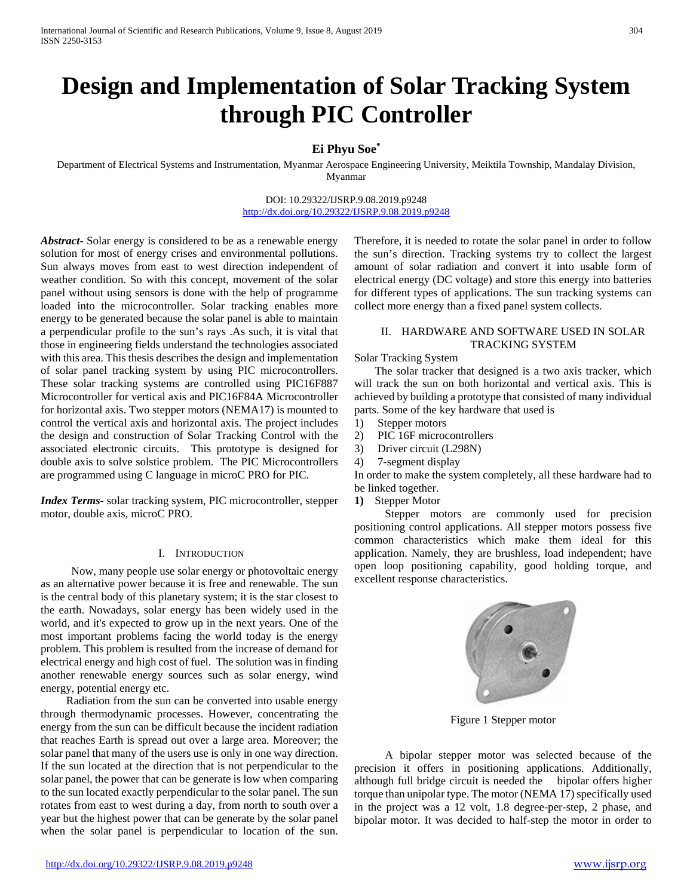# Design and Implementation of Solar Tracking System through PIC Controller

**Ei Phyu Soe***

Department of Electrical Systems and Instrumentation, Myanmar Aerospace Engineering University, Meiktila Township, Mandalay Division, Myanmar

DOI: 10.29322/IJSRP.9.08.2019.p9248
http://dx.doi.org/10.29322/IJSRP.9.08.2019.p9248

***Abstract-*** Solar energy is considered to be as a renewable energy solution for most of energy crises and environmental pollutions. Sun always moves from east to west direction independent of weather condition. So with this concept, movement of the solar panel without using sensors is done with the help of programme loaded into the microcontroller. Solar tracking enables more energy to be generated because the solar panel is able to maintain a perpendicular profile to the sun's rays .As such, it is vital that those in engineering fields understand the technologies associated with this area. This thesis describes the design and implementation of solar panel tracking system by using PIC microcontrollers. These solar tracking systems are controlled using PIC16F887 Microcontroller for vertical axis and PIC16F84A Microcontroller for horizontal axis. Two stepper motors (NEMA17) is mounted to control the vertical axis and horizontal axis. The project includes the design and construction of Solar Tracking Control with the associated electronic circuits. This prototype is designed for double axis to solve solstice problem. The PIC Microcontrollers are programmed using C language in microC PRO for PIC.

***Index Terms*-** solar tracking system, PIC microcontroller, stepper motor, double axis, microC PRO.

## I. Introduction

Now, many people use solar energy or photovoltaic energy as an alternative power because it is free and renewable. The sun is the central body of this planetary system; it is the star closest to the earth. Nowadays, solar energy has been widely used in the world, and it's expected to grow up in the next years. One of the most important problems facing the world today is the energy problem. This problem is resulted from the increase of demand for electrical energy and high cost of fuel. The solution was in finding another renewable energy sources such as solar energy, wind energy, potential energy etc.

Radiation from the sun can be converted into usable energy through thermodynamic processes. However, concentrating the energy from the sun can be difficult because the incident radiation that reaches Earth is spread out over a large area. Moreover; the solar panel that many of the users use is only in one way direction. If the sun located at the direction that is not perpendicular to the solar panel, the power that can be generate is low when comparing to the sun located exactly perpendicular to the solar panel. The sun rotates from east to west during a day, from north to south over a year but the highest power that can be generate by the solar panel when the solar panel is perpendicular to location of the sun. Therefore, it is needed to rotate the solar panel in order to follow the sun's direction. Tracking systems try to collect the largest amount of solar radiation and convert it into usable form of electrical energy (DC voltage) and store this energy into batteries for different types of applications. The sun tracking systems can collect more energy than a fixed panel system collects.

## II. Hardware and Software Used in Solar Tracking System

Solar Tracking System

The solar tracker that designed is a two axis tracker, which will track the sun on both horizontal and vertical axis. This is achieved by building a prototype that consisted of many individual parts. Some of the key hardware that used is

1) Stepper motors
2) PIC 16F microcontrollers
3) Driver circuit (L298N)
4) 7-segment display

In order to make the system completely, all these hardware had to be linked together.

**1)** Stepper Motor

Stepper motors are commonly used for precision positioning control applications. All stepper motors possess five common characteristics which make them ideal for this application. Namely, they are brushless, load independent; have open loop positioning capability, good holding torque, and excellent response characteristics.

Figure 1 Stepper motor

A bipolar stepper motor was selected because of the precision it offers in positioning applications. Additionally, although full bridge circuit is needed the bipolar offers higher torque than unipolar type. The motor (NEMA 17) specifically used in the project was a 12 volt, 1.8 degree-per-step, 2 phase, and bipolar motor. It was decided to half-step the motor in order to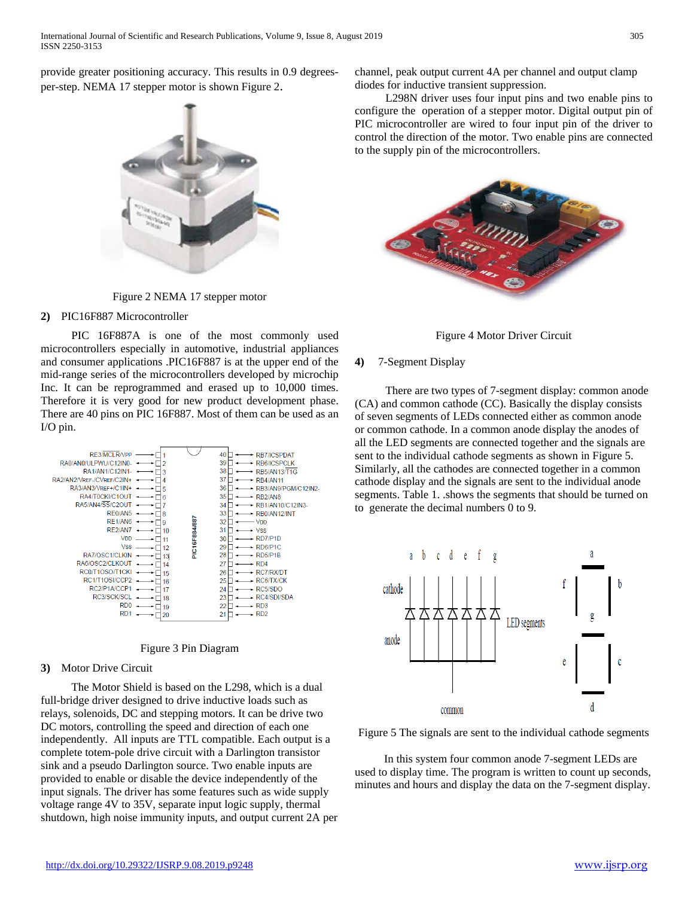provide greater positioning accuracy. This results in 0.9 degrees-per-step. NEMA 17 stepper motor is shown Figure 2.

Figure 2 NEMA 17 stepper motor

**2)** PIC16F887 Microcontroller

PIC 16F887A is one of the most commonly used microcontrollers especially in automotive, industrial appliances and consumer applications .PIC16F887 is at the upper end of the mid-range series of the microcontrollers developed by microchip Inc. It can be reprogrammed and erased up to 10,000 times. Therefore it is very good for new product development phase. There are 40 pins on PIC 16F887. Most of them can be used as an I/O pin.

Figure 3 Pin Diagram

**3)** Motor Drive Circuit

The Motor Shield is based on the L298, which is a dual full-bridge driver designed to drive inductive loads such as relays, solenoids, DC and stepping motors. It can be drive two DC motors, controlling the speed and direction of each one independently. All inputs are TTL compatible. Each output is a complete totem-pole drive circuit with a Darlington transistor sink and a pseudo Darlington source. Two enable inputs are provided to enable or disable the device independently of the input signals. The driver has some features such as wide supply voltage range 4V to 35V, separate input logic supply, thermal shutdown, high noise immunity inputs, and output current 2A per channel, peak output current 4A per channel and output clamp diodes for inductive transient suppression.

L298N driver uses four input pins and two enable pins to configure the operation of a stepper motor. Digital output pin of PIC microcontroller are wired to four input pin of the driver to control the direction of the motor. Two enable pins are connected to the supply pin of the microcontrollers.

Figure 4 Motor Driver Circuit

**4)** 7-Segment Display

There are two types of 7-segment display: common anode (CA) and common cathode (CC). Basically the display consists of seven segments of LEDs connected either as common anode or common cathode. In a common anode display the anodes of all the LED segments are connected together and the signals are sent to the individual cathode segments as shown in Figure 5. Similarly, all the cathodes are connected together in a common cathode display and the signals are sent to the individual anode segments. Table 1. .shows the segments that should be turned on to generate the decimal numbers 0 to 9.

Figure 5 The signals are sent to the individual cathode segments

In this system four common anode 7-segment LEDs are used to display time. The program is written to count up seconds, minutes and hours and display the data on the 7-segment display.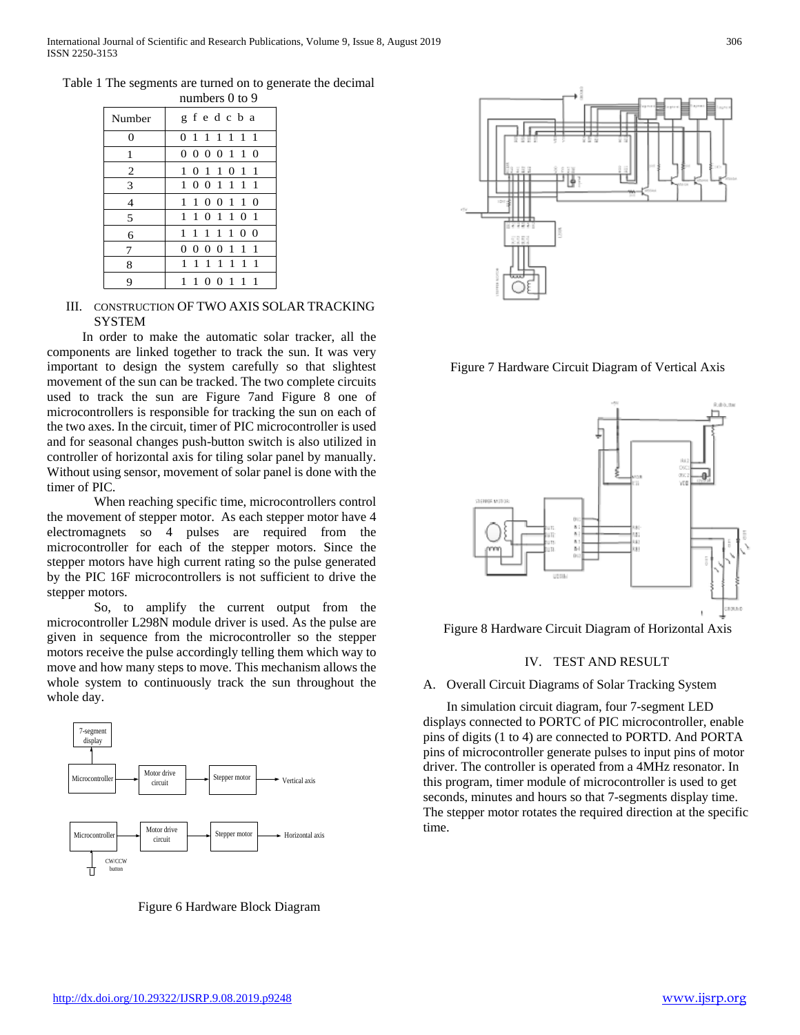Table 1 The segments are turned on to generate the decimal numbers 0 to 9

| Number | g f e d c b a |
|---|---|
| 0 | 0 1 1 1 1 1 1 |
| 1 | 0 0 0 0 1 1 0 |
| 2 | 1 0 1 1 0 1 1 |
| 3 | 1 0 0 1 1 1 1 |
| 4 | 1 1 0 0 1 1 0 |
| 5 | 1 1 0 1 1 0 1 |
| 6 | 1 1 1 1 1 0 0 |
| 7 | 0 0 0 0 1 1 1 |
| 8 | 1 1 1 1 1 1 1 |
| 9 | 1 1 0 0 1 1 1 |

## III. CONSTRUCTION OF TWO AXIS SOLAR TRACKING SYSTEM

In order to make the automatic solar tracker, all the components are linked together to track the sun. It was very important to design the system carefully so that slightest movement of the sun can be tracked. The two complete circuits used to track the sun are Figure 7and Figure 8 one of microcontrollers is responsible for tracking the sun on each of the two axes. In the circuit, timer of PIC microcontroller is used and for seasonal changes push-button switch is also utilized in controller of horizontal axis for tiling solar panel by manually. Without using sensor, movement of solar panel is done with the timer of PIC.

When reaching specific time, microcontrollers control the movement of stepper motor. As each stepper motor have 4 electromagnets so 4 pulses are required from the microcontroller for each of the stepper motors. Since the stepper motors have high current rating so the pulse generated by the PIC 16F microcontrollers is not sufficient to drive the stepper motors.

So, to amplify the current output from the microcontroller L298N module driver is used. As the pulse are given in sequence from the microcontroller so the stepper motors receive the pulse accordingly telling them which way to move and how many steps to move. This mechanism allows the whole system to continuously track the sun throughout the whole day.

Figure 6 Hardware Block Diagram

Figure 7 Hardware Circuit Diagram of Vertical Axis

Figure 8 Hardware Circuit Diagram of Horizontal Axis

## IV. TEST AND RESULT

### A. Overall Circuit Diagrams of Solar Tracking System

In simulation circuit diagram, four 7-segment LED displays connected to PORTC of PIC microcontroller, enable pins of digits (1 to 4) are connected to PORTD. And PORTA pins of microcontroller generate pulses to input pins of motor driver. The controller is operated from a 4MHz resonator. In this program, timer module of microcontroller is used to get seconds, minutes and hours so that 7-segments display time. The stepper motor rotates the required direction at the specific time.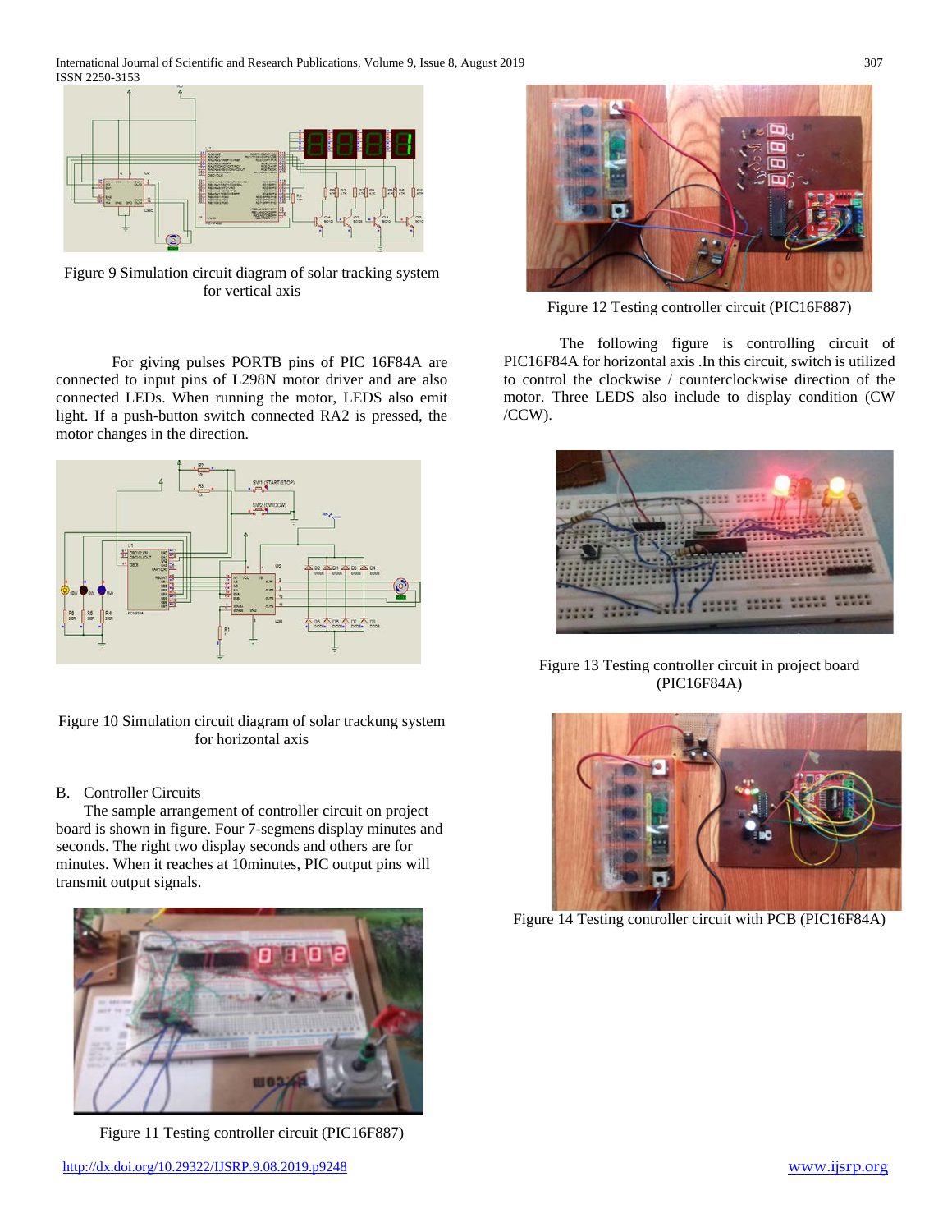Figure 9 Simulation circuit diagram of solar tracking system for vertical axis

For giving pulses PORTB pins of PIC 16F84A are connected to input pins of L298N motor driver and are also connected LEDs. When running the motor, LEDS also emit light. If a push-button switch connected RA2 is pressed, the motor changes in the direction.

Figure 10 Simulation circuit diagram of solar trackung system for horizontal axis

B. Controller Circuits

The sample arrangement of controller circuit on project board is shown in figure. Four 7-segmens display minutes and seconds. The right two display seconds and others are for minutes. When it reaches at 10minutes, PIC output pins will transmit output signals.

Figure 11 Testing controller circuit (PIC16F887)

Figure 12 Testing controller circuit (PIC16F887)

The following figure is controlling circuit of PIC16F84A for horizontal axis .In this circuit, switch is utilized to control the clockwise / counterclockwise direction of the motor. Three LEDS also include to display condition (CW /CCW).

Figure 13 Testing controller circuit in project board (PIC16F84A)

Figure 14 Testing controller circuit with PCB (PIC16F84A)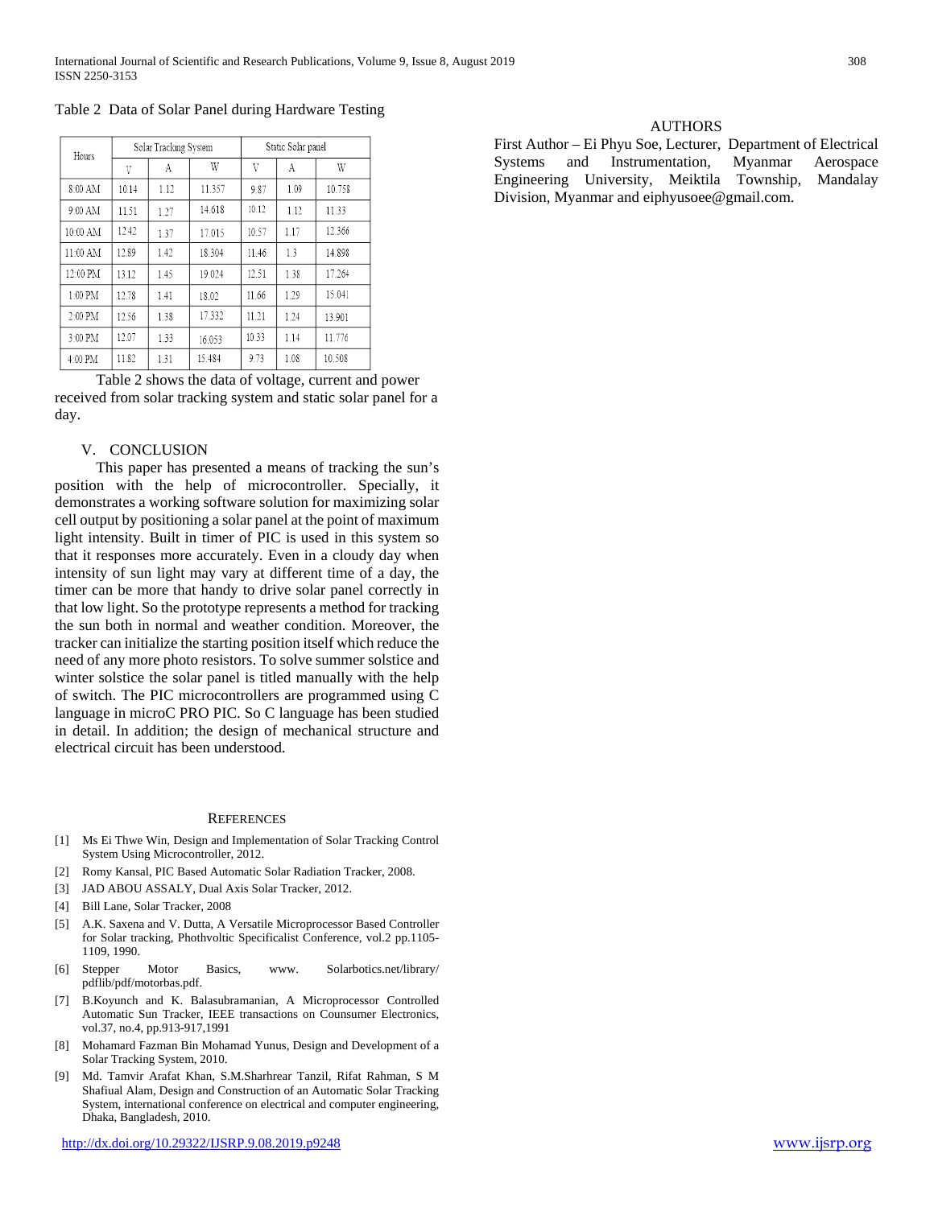Table 2 Data of Solar Panel during Hardware Testing

| Hours | Solar Tracking System | | | Static Solar panel | | |
|---|---|---|---|---|---|---|
| | V | A | W | V | A | W |
| 8:00 AM | 10.14 | 1.12 | 11.357 | 9.87 | 1.09 | 10.758 |
| 9:00 AM | 11.51 | 1.27 | 14.618 | 10.12 | 1.12 | 11.33 |
| 10:00 AM | 12.42 | 1.37 | 17.015 | 10.57 | 1.17 | 12.366 |
| 11:00 AM | 12.89 | 1.42 | 18.304 | 11.46 | 1.3 | 14.898 |
| 12:00 PM | 13.12 | 1.45 | 19.024 | 12.51 | 1.38 | 17.264 |
| 1:00 PM | 12.78 | 1.41 | 18.02 | 11.66 | 1.29 | 15.041 |
| 2:00 PM | 12.56 | 1.38 | 17.332 | 11.21 | 1.24 | 13.901 |
| 3:00 PM | 12.07 | 1.33 | 16.053 | 10.33 | 1.14 | 11.776 |
| 4:00 PM | 11.82 | 1.31 | 15.484 | 9.73 | 1.08 | 10.508 |

Table 2 shows the data of voltage, current and power received from solar tracking system and static solar panel for a day.

## V. CONCLUSION

This paper has presented a means of tracking the sun's position with the help of microcontroller. Specially, it demonstrates a working software solution for maximizing solar cell output by positioning a solar panel at the point of maximum light intensity. Built in timer of PIC is used in this system so that it responses more accurately. Even in a cloudy day when intensity of sun light may vary at different time of a day, the timer can be more that handy to drive solar panel correctly in that low light. So the prototype represents a method for tracking the sun both in normal and weather condition. Moreover, the tracker can initialize the starting position itself which reduce the need of any more photo resistors. To solve summer solstice and winter solstice the solar panel is titled manually with the help of switch. The PIC microcontrollers are programmed using C language in microC PRO PIC. So C language has been studied in detail. In addition; the design of mechanical structure and electrical circuit has been understood.

## REFERENCES

[1] Ms Ei Thwe Win, Design and Implementation of Solar Tracking Control System Using Microcontroller, 2012.

[2] Romy Kansal, PIC Based Automatic Solar Radiation Tracker, 2008.

[3] JAD ABOU ASSALY, Dual Axis Solar Tracker, 2012.

[4] Bill Lane, Solar Tracker, 2008

[5] A.K. Saxena and V. Dutta, A Versatile Microprocessor Based Controller for Solar tracking, Phothvoltic Specificalist Conference, vol.2 pp.1105-1109, 1990.

[6] Stepper Motor Basics, www. Solarbotics.net/library/ pdflib/pdf/motorbas.pdf.

[7] B.Koyunch and K. Balasubramanian, A Microprocessor Controlled Automatic Sun Tracker, IEEE transactions on Counsumer Electronics, vol.37, no.4, pp.913-917,1991

[8] Mohamard Fazman Bin Mohamad Yunus, Design and Development of a Solar Tracking System, 2010.

[9] Md. Tamvir Arafat Khan, S.M.Sharhrear Tanzil, Rifat Rahman, S M Shafiual Alam, Design and Construction of an Automatic Solar Tracking System, international conference on electrical and computer engineering, Dhaka, Bangladesh, 2010.

## AUTHORS

First Author – Ei Phyu Soe, Lecturer, Department of Electrical Systems and Instrumentation, Myanmar Aerospace Engineering University, Meiktila Township, Mandalay Division, Myanmar and eiphyusoee@gmail.com.